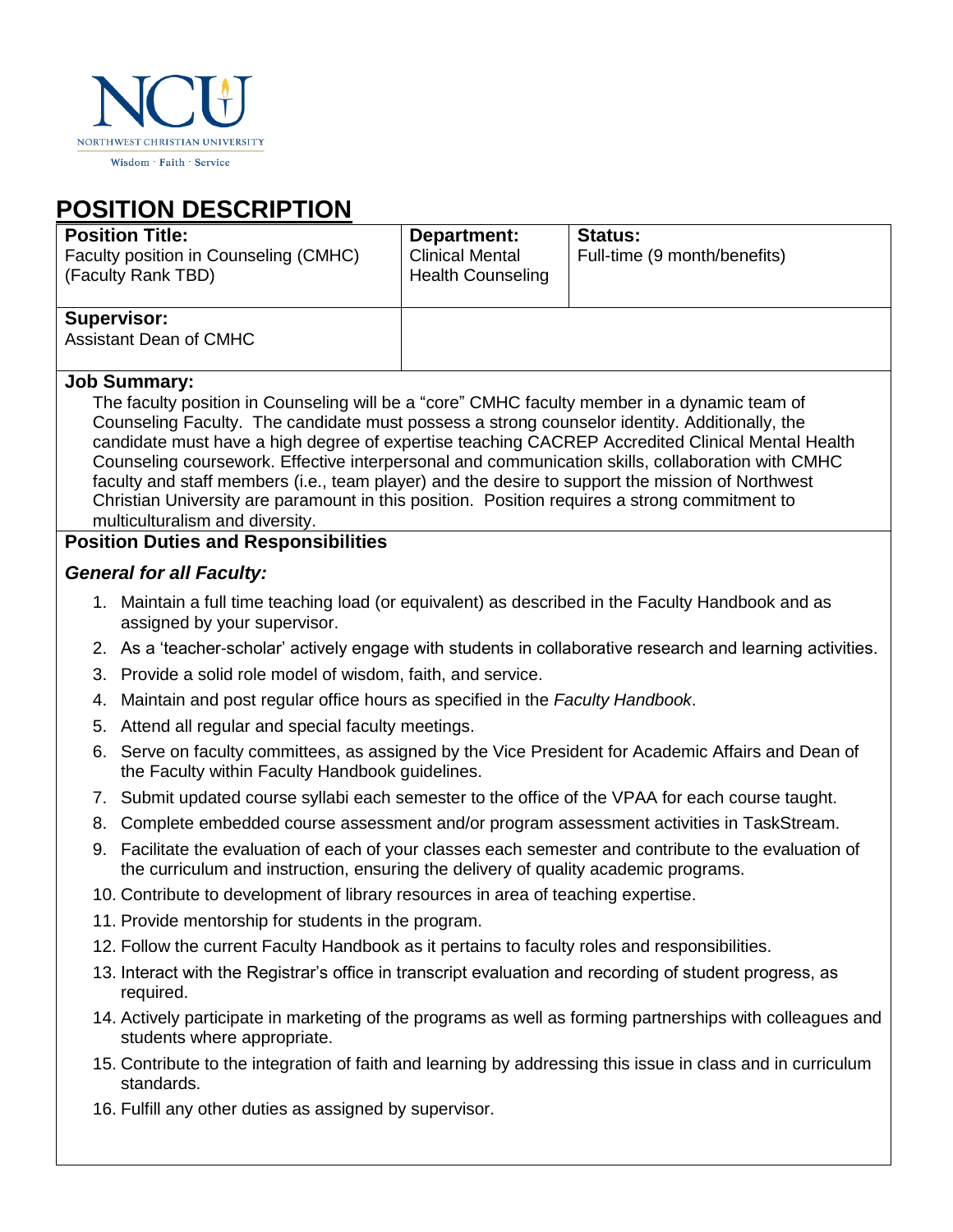NCU

NORTHWEST CHRISTIAN UNIVERSITY

Wisdom · Faith · Service

# POSITION DESCRIPTION

| **Position Title:** Faculty position in Counseling (CMHC) (Faculty Rank TBD) | **Department:** Clinical Mental Health Counseling | **Status:** Full-time (9 month/benefits) |
|---|---|---|
| **Supervisor:** Assistant Dean of CMHC | | |

**Job Summary:**

The faculty position in Counseling will be a "core" CMHC faculty member in a dynamic team of Counseling Faculty. The candidate must possess a strong counselor identity. Additionally, the candidate must have a high degree of expertise teaching CACREP Accredited Clinical Mental Health Counseling coursework. Effective interpersonal and communication skills, collaboration with CMHC faculty and staff members (i.e., team player) and the desire to support the mission of Northwest Christian University are paramount in this position. Position requires a strong commitment to multiculturalism and diversity.

**Position Duties and Responsibilities**

***General for all Faculty:***

1. Maintain a full time teaching load (or equivalent) as described in the Faculty Handbook and as assigned by your supervisor.
2. As a 'teacher-scholar' actively engage with students in collaborative research and learning activities.
3. Provide a solid role model of wisdom, faith, and service.
4. Maintain and post regular office hours as specified in the *Faculty Handbook*.
5. Attend all regular and special faculty meetings.
6. Serve on faculty committees, as assigned by the Vice President for Academic Affairs and Dean of the Faculty within Faculty Handbook guidelines.
7. Submit updated course syllabi each semester to the office of the VPAA for each course taught.
8. Complete embedded course assessment and/or program assessment activities in TaskStream.
9. Facilitate the evaluation of each of your classes each semester and contribute to the evaluation of the curriculum and instruction, ensuring the delivery of quality academic programs.
10. Contribute to development of library resources in area of teaching expertise.
11. Provide mentorship for students in the program.
12. Follow the current Faculty Handbook as it pertains to faculty roles and responsibilities.
13. Interact with the Registrar's office in transcript evaluation and recording of student progress, as required.
14. Actively participate in marketing of the programs as well as forming partnerships with colleagues and students where appropriate.
15. Contribute to the integration of faith and learning by addressing this issue in class and in curriculum standards.
16. Fulfill any other duties as assigned by supervisor.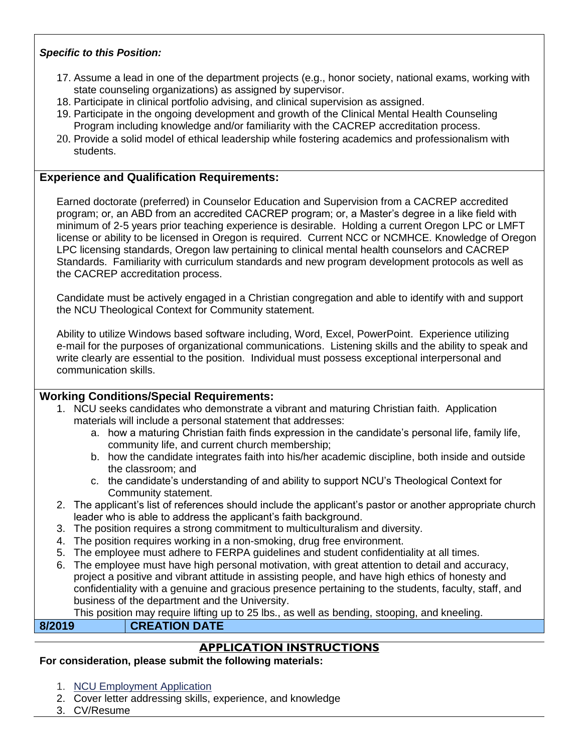***Specific to this Position:***

17. Assume a lead in one of the department projects (e.g., honor society, national exams, working with state counseling organizations) as assigned by supervisor.
18. Participate in clinical portfolio advising, and clinical supervision as assigned.
19. Participate in the ongoing development and growth of the Clinical Mental Health Counseling Program including knowledge and/or familiarity with the CACREP accreditation process.
20. Provide a solid model of ethical leadership while fostering academics and professionalism with students.

## Experience and Qualification Requirements:

Earned doctorate (preferred) in Counselor Education and Supervision from a CACREP accredited program; or, an ABD from an accredited CACREP program; or, a Master's degree in a like field with minimum of 2-5 years prior teaching experience is desirable. Holding a current Oregon LPC or LMFT license or ability to be licensed in Oregon is required. Current NCC or NCMHCE. Knowledge of Oregon LPC licensing standards, Oregon law pertaining to clinical mental health counselors and CACREP Standards. Familiarity with curriculum standards and new program development protocols as well as the CACREP accreditation process.

Candidate must be actively engaged in a Christian congregation and able to identify with and support the NCU Theological Context for Community statement.

Ability to utilize Windows based software including, Word, Excel, PowerPoint. Experience utilizing e-mail for the purposes of organizational communications. Listening skills and the ability to speak and write clearly are essential to the position. Individual must possess exceptional interpersonal and communication skills.

## Working Conditions/Special Requirements:

1. NCU seeks candidates who demonstrate a vibrant and maturing Christian faith. Application materials will include a personal statement that addresses:
    a. how a maturing Christian faith finds expression in the candidate's personal life, family life, community life, and current church membership;
    b. how the candidate integrates faith into his/her academic discipline, both inside and outside the classroom; and
    c. the candidate's understanding of and ability to support NCU's Theological Context for Community statement.
2. The applicant's list of references should include the applicant's pastor or another appropriate church leader who is able to address the applicant's faith background.
3. The position requires a strong commitment to multiculturalism and diversity.
4. The position requires working in a non-smoking, drug free environment.
5. The employee must adhere to FERPA guidelines and student confidentiality at all times.
6. The employee must have high personal motivation, with great attention to detail and accuracy, project a positive and vibrant attitude in assisting people, and have high ethics of honesty and confidentiality with a genuine and gracious presence pertaining to the students, faculty, staff, and business of the department and the University.

This position may require lifting up to 25 lbs., as well as bending, stooping, and kneeling.

| 8/2019 | CREATION DATE |
|---|---|

## APPLICATION INSTRUCTIONS

**For consideration, please submit the following materials:**

1. NCU Employment Application
2. Cover letter addressing skills, experience, and knowledge
3. CV/Resume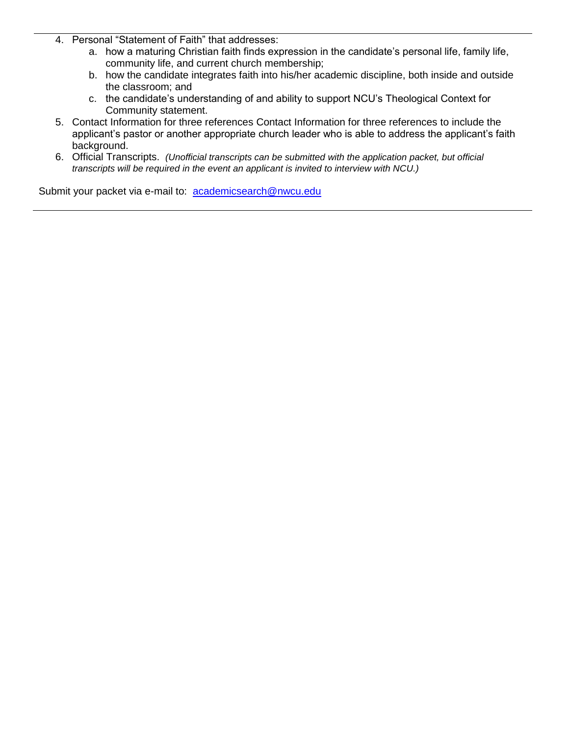4. Personal "Statement of Faith" that addresses:
    a. how a maturing Christian faith finds expression in the candidate's personal life, family life, community life, and current church membership;
    b. how the candidate integrates faith into his/her academic discipline, both inside and outside the classroom; and
    c. the candidate's understanding of and ability to support NCU's Theological Context for Community statement.
5. Contact Information for three references Contact Information for three references to include the applicant's pastor or another appropriate church leader who is able to address the applicant's faith background.
6. Official Transcripts. *(Unofficial transcripts can be submitted with the application packet, but official transcripts will be required in the event an applicant is invited to interview with NCU.)*

Submit your packet via e-mail to: [academicsearch@nwcu.edu](mailto:academicsearch@nwcu.edu)